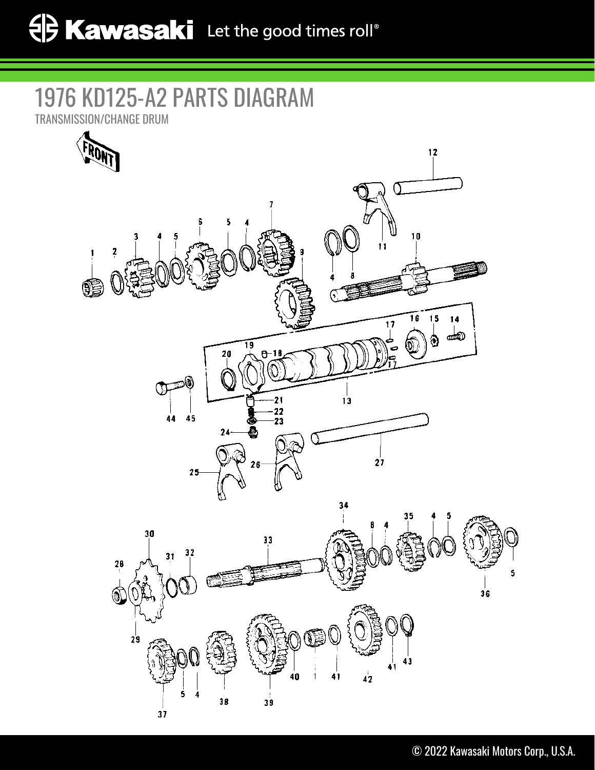# 1976 KD125-A2 PARTS DIAGRAM

TRANSMISSION/CHANGE DRUM

FRONT

1 2 3 4 5 6 5 4 7 9 4 8 10 11 12

13 14 15 16 17 17 18 19 20 21 22 23 24 25 26 27 44 45

28 29 30 31 32 33 34 8 4 35 4 5 36 5

37 5 4 38 39 40 1 41 42 41 43

© 2022 Kawasaki Motors Corp., U.S.A.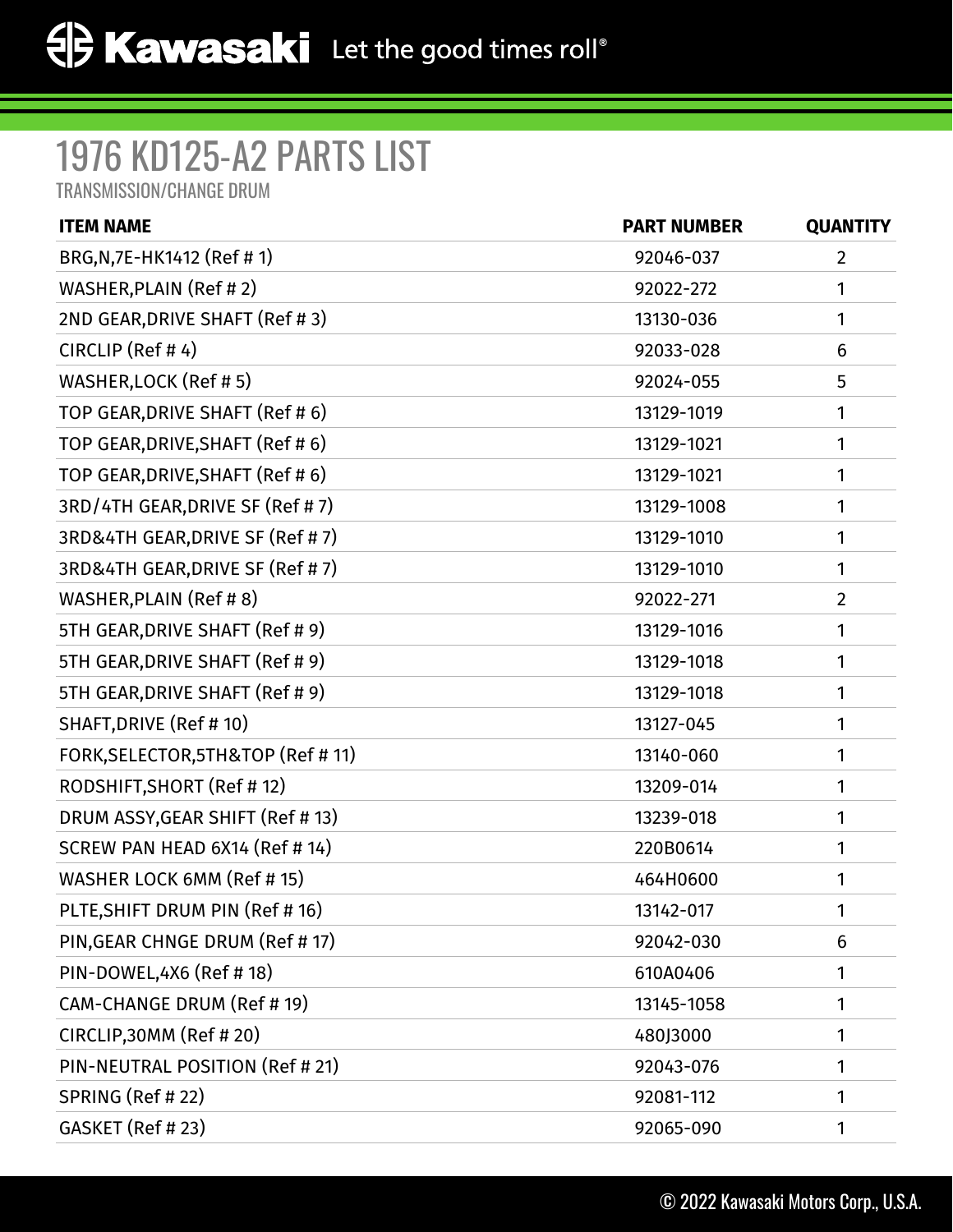# 1976 KD125-A2 PARTS LIST

TRANSMISSION/CHANGE DRUM

| ITEM NAME | PART NUMBER | QUANTITY |
| --- | --- | --- |
| BRG,N,7E-HK1412 (Ref # 1) | 92046-037 | 2 |
| WASHER,PLAIN (Ref # 2) | 92022-272 | 1 |
| 2ND GEAR,DRIVE SHAFT (Ref # 3) | 13130-036 | 1 |
| CIRCLIP (Ref # 4) | 92033-028 | 6 |
| WASHER,LOCK (Ref # 5) | 92024-055 | 5 |
| TOP GEAR,DRIVE SHAFT (Ref # 6) | 13129-1019 | 1 |
| TOP GEAR,DRIVE,SHAFT (Ref # 6) | 13129-1021 | 1 |
| TOP GEAR,DRIVE,SHAFT (Ref # 6) | 13129-1021 | 1 |
| 3RD/4TH GEAR,DRIVE SF (Ref # 7) | 13129-1008 | 1 |
| 3RD&4TH GEAR,DRIVE SF (Ref # 7) | 13129-1010 | 1 |
| 3RD&4TH GEAR,DRIVE SF (Ref # 7) | 13129-1010 | 1 |
| WASHER,PLAIN (Ref # 8) | 92022-271 | 2 |
| 5TH GEAR,DRIVE SHAFT (Ref # 9) | 13129-1016 | 1 |
| 5TH GEAR,DRIVE SHAFT (Ref # 9) | 13129-1018 | 1 |
| 5TH GEAR,DRIVE SHAFT (Ref # 9) | 13129-1018 | 1 |
| SHAFT,DRIVE (Ref # 10) | 13127-045 | 1 |
| FORK,SELECTOR,5TH&TOP (Ref # 11) | 13140-060 | 1 |
| RODSHIFT,SHORT (Ref # 12) | 13209-014 | 1 |
| DRUM ASSY,GEAR SHIFT (Ref # 13) | 13239-018 | 1 |
| SCREW PAN HEAD 6X14 (Ref # 14) | 220B0614 | 1 |
| WASHER LOCK 6MM (Ref # 15) | 464H0600 | 1 |
| PLTE,SHIFT DRUM PIN (Ref # 16) | 13142-017 | 1 |
| PIN,GEAR CHNGE DRUM (Ref # 17) | 92042-030 | 6 |
| PIN-DOWEL,4X6 (Ref # 18) | 610A0406 | 1 |
| CAM-CHANGE DRUM (Ref # 19) | 13145-1058 | 1 |
| CIRCLIP,30MM (Ref # 20) | 480J3000 | 1 |
| PIN-NEUTRAL POSITION (Ref # 21) | 92043-076 | 1 |
| SPRING (Ref # 22) | 92081-112 | 1 |
| GASKET (Ref # 23) | 92065-090 | 1 |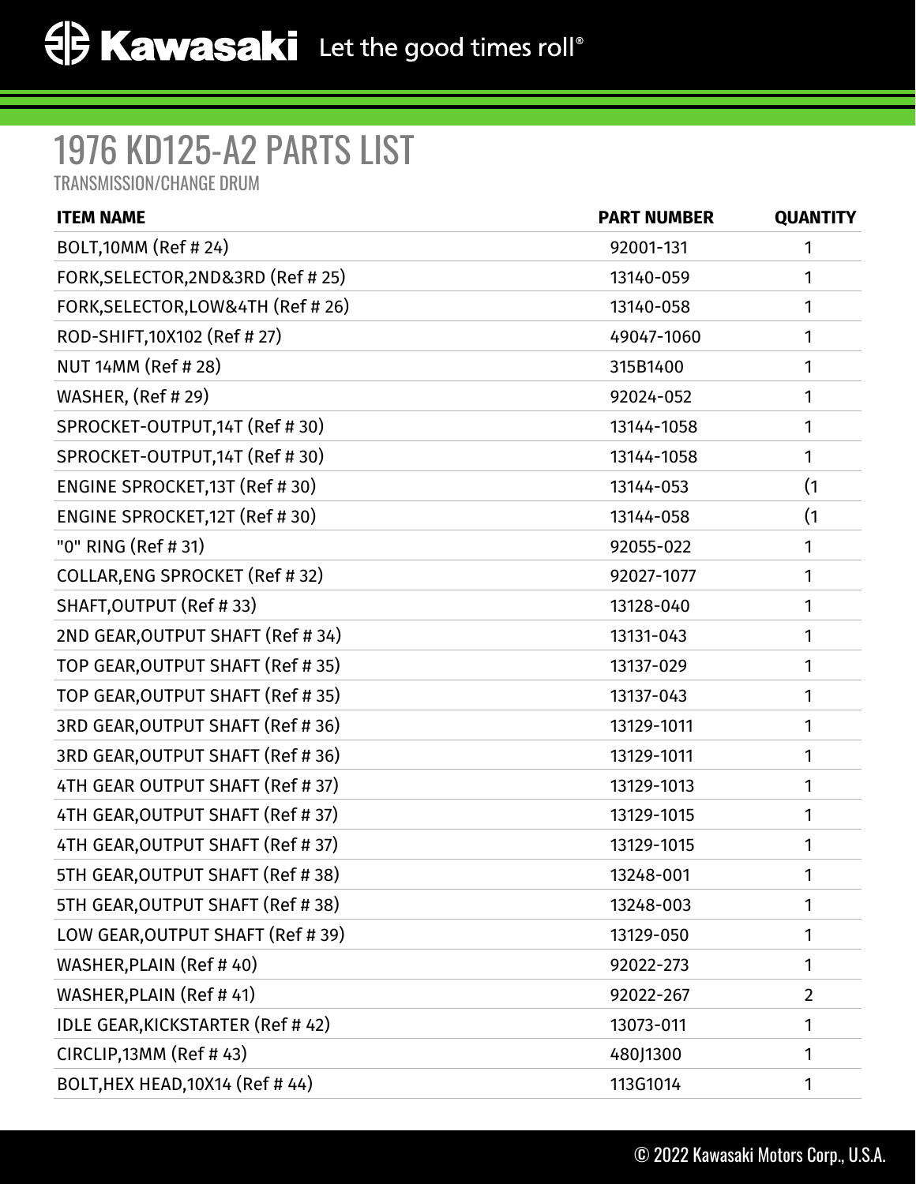# 1976 KD125-A2 PARTS LIST

TRANSMISSION/CHANGE DRUM

| ITEM NAME | PART NUMBER | QUANTITY |
|---|---|---|
| BOLT,10MM (Ref # 24) | 92001-131 | 1 |
| FORK,SELECTOR,2ND&3RD (Ref # 25) | 13140-059 | 1 |
| FORK,SELECTOR,LOW&4TH (Ref # 26) | 13140-058 | 1 |
| ROD-SHIFT,10X102 (Ref # 27) | 49047-1060 | 1 |
| NUT 14MM (Ref # 28) | 315B1400 | 1 |
| WASHER, (Ref # 29) | 92024-052 | 1 |
| SPROCKET-OUTPUT,14T (Ref # 30) | 13144-1058 | 1 |
| SPROCKET-OUTPUT,14T (Ref # 30) | 13144-1058 | 1 |
| ENGINE SPROCKET,13T (Ref # 30) | 13144-053 | (1 |
| ENGINE SPROCKET,12T (Ref # 30) | 13144-058 | (1 |
| "0" RING (Ref # 31) | 92055-022 | 1 |
| COLLAR,ENG SPROCKET (Ref # 32) | 92027-1077 | 1 |
| SHAFT,OUTPUT (Ref # 33) | 13128-040 | 1 |
| 2ND GEAR,OUTPUT SHAFT (Ref # 34) | 13131-043 | 1 |
| TOP GEAR,OUTPUT SHAFT (Ref # 35) | 13137-029 | 1 |
| TOP GEAR,OUTPUT SHAFT (Ref # 35) | 13137-043 | 1 |
| 3RD GEAR,OUTPUT SHAFT (Ref # 36) | 13129-1011 | 1 |
| 3RD GEAR,OUTPUT SHAFT (Ref # 36) | 13129-1011 | 1 |
| 4TH GEAR OUTPUT SHAFT (Ref # 37) | 13129-1013 | 1 |
| 4TH GEAR,OUTPUT SHAFT (Ref # 37) | 13129-1015 | 1 |
| 4TH GEAR,OUTPUT SHAFT (Ref # 37) | 13129-1015 | 1 |
| 5TH GEAR,OUTPUT SHAFT (Ref # 38) | 13248-001 | 1 |
| 5TH GEAR,OUTPUT SHAFT (Ref # 38) | 13248-003 | 1 |
| LOW GEAR,OUTPUT SHAFT (Ref # 39) | 13129-050 | 1 |
| WASHER,PLAIN (Ref # 40) | 92022-273 | 1 |
| WASHER,PLAIN (Ref # 41) | 92022-267 | 2 |
| IDLE GEAR,KICKSTARTER (Ref # 42) | 13073-011 | 1 |
| CIRCLIP,13MM (Ref # 43) | 480J1300 | 1 |
| BOLT,HEX HEAD,10X14 (Ref # 44) | 113G1014 | 1 |